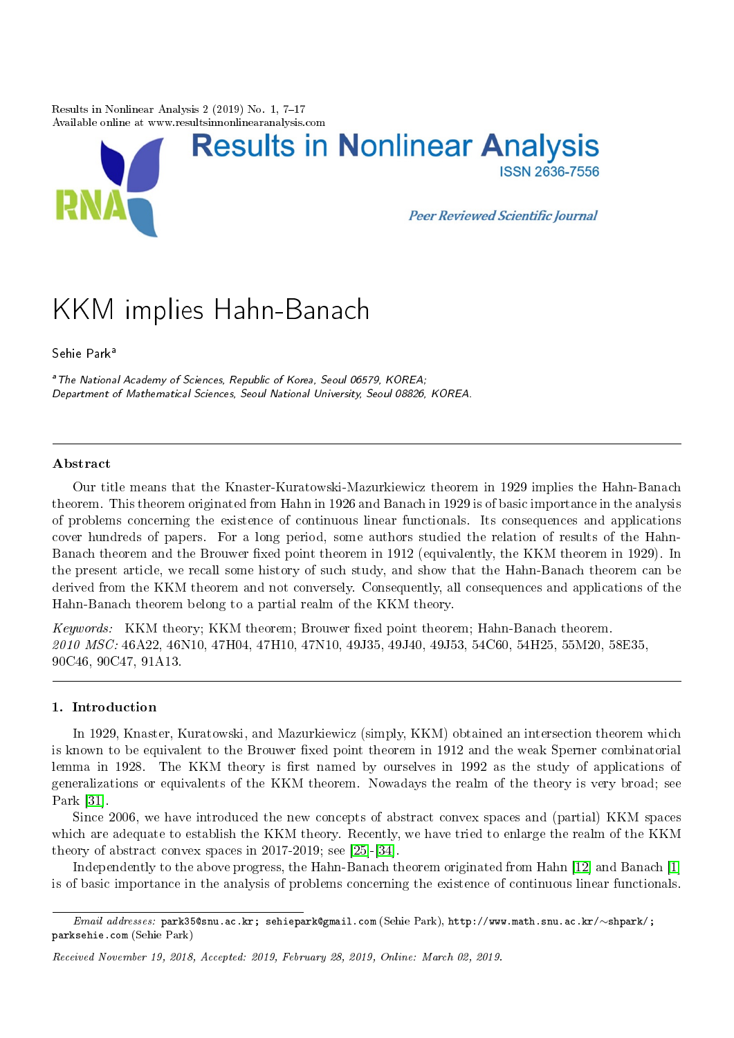Results in Nonlinear Analysis 2 (2019) No. 1, 7–17
Available online at www.resultsinnonlinearanalysis.com

Results in Nonlinear Analysis
ISSN 2636-7556

Peer Reviewed Scientific Journal

# KKM implies Hahn-Banach

Sehie Park[a]

[a] *The National Academy of Sciences, Republic of Korea, Seoul 06579, KOREA; Department of Mathematical Sciences, Seoul National University, Seoul 08826, KOREA.*

---

### Abstract

Our title means that the Knaster-Kuratowski-Mazurkiewicz theorem in 1929 implies the Hahn-Banach theorem. This theorem originated from Hahn in 1926 and Banach in 1929 is of basic importance in the analysis of problems concerning the existence of continuous linear functionals. Its consequences and applications cover hundreds of papers. For a long period, some authors studied the relation of results of the Hahn-Banach theorem and the Brouwer fixed point theorem in 1912 (equivalently, the KKM theorem in 1929). In the present article, we recall some history of such study, and show that the Hahn-Banach theorem can be derived from the KKM theorem and not conversely. Consequently, all consequences and applications of the Hahn-Banach theorem belong to a partial realm of the KKM theory.

*Keywords:* KKM theory; KKM theorem; Brouwer fixed point theorem; Hahn-Banach theorem.
*2010 MSC:* 46A22, 46N10, 47H04, 47H10, 47N10, 49J35, 49J40, 49J53, 54C60, 54H25, 55M20, 58E35, 90C46, 90C47, 91A13.

---

## 1. Introduction

In 1929, Knaster, Kuratowski, and Mazurkiewicz (simply, KKM) obtained an intersection theorem which is known to be equivalent to the Brouwer fixed point theorem in 1912 and the weak Sperner combinatorial lemma in 1928. The KKM theory is first named by ourselves in 1992 as the study of applications of generalizations or equivalents of the KKM theorem. Nowadays the realm of the theory is very broad; see Park [31].

Since 2006, we have introduced the new concepts of abstract convex spaces and (partial) KKM spaces which are adequate to establish the KKM theory. Recently, we have tried to enlarge the realm of the KKM theory of abstract convex spaces in 2017-2019; see [25]-[34].

Independently to the above progress, the Hahn-Banach theorem originated from Hahn [12] and Banach [1] is of basic importance in the analysis of problems concerning the existence of continuous linear functionals.

---

*Email addresses:* park35@snu.ac.kr; sehiepark@gmail.com (Sehie Park), http://www.math.snu.ac.kr/∼shpark/; parksehie.com (Sehie Park)

*Received November 19, 2018, Accepted: 2019, February 28, 2019, Online: March 02, 2019.*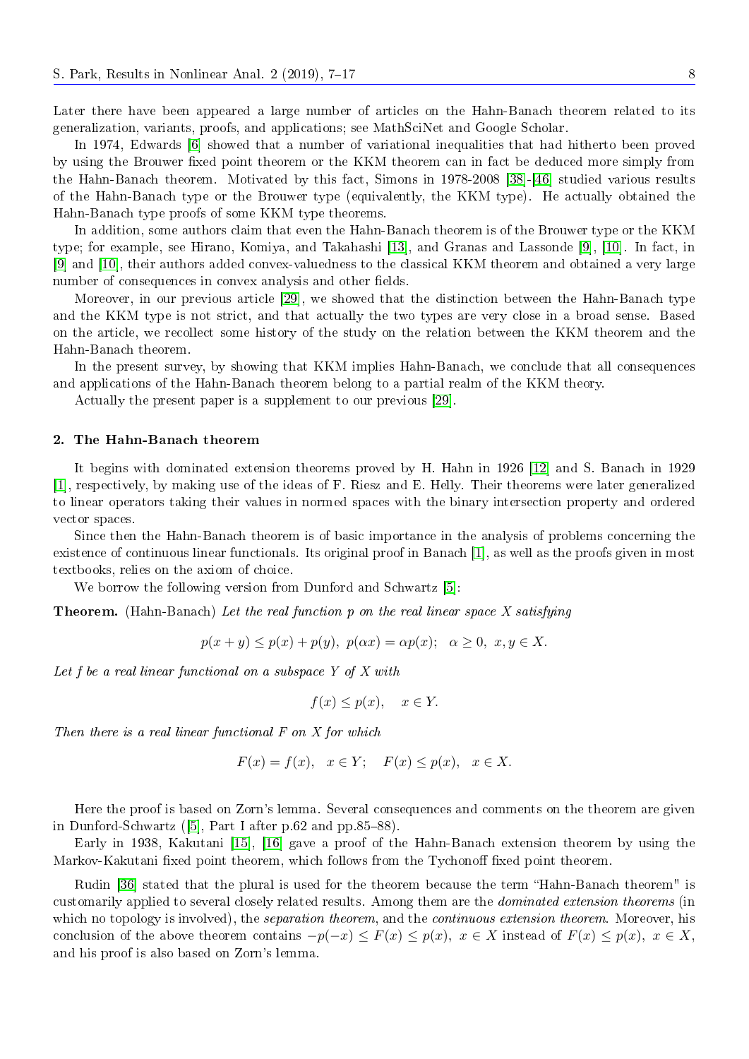Later there have been appeared a large number of articles on the Hahn-Banach theorem related to its generalization, variants, proofs, and applications; see MathSciNet and Google Scholar.

In 1974, Edwards [6] showed that a number of variational inequalities that had hitherto been proved by using the Brouwer fixed point theorem or the KKM theorem can in fact be deduced more simply from the Hahn-Banach theorem. Motivated by this fact, Simons in 1978-2008 [38]-[46] studied various results of the Hahn-Banach type or the Brouwer type (equivalently, the KKM type). He actually obtained the Hahn-Banach type proofs of some KKM type theorems.

In addition, some authors claim that even the Hahn-Banach theorem is of the Brouwer type or the KKM type; for example, see Hirano, Komiya, and Takahashi [13], and Granas and Lassonde [9], [10]. In fact, in [9] and [10], their authors added convex-valuedness to the classical KKM theorem and obtained a very large number of consequences in convex analysis and other fields.

Moreover, in our previous article [29], we showed that the distinction between the Hahn-Banach type and the KKM type is not strict, and that actually the two types are very close in a broad sense. Based on the article, we recollect some history of the study on the relation between the KKM theorem and the Hahn-Banach theorem.

In the present survey, by showing that KKM implies Hahn-Banach, we conclude that all consequences and applications of the Hahn-Banach theorem belong to a partial realm of the KKM theory.

Actually the present paper is a supplement to our previous [29].

## 2. The Hahn-Banach theorem

It begins with dominated extension theorems proved by H. Hahn in 1926 [12] and S. Banach in 1929 [1], respectively, by making use of the ideas of F. Riesz and E. Helly. Their theorems were later generalized to linear operators taking their values in normed spaces with the binary intersection property and ordered vector spaces.

Since then the Hahn-Banach theorem is of basic importance in the analysis of problems concerning the existence of continuous linear functionals. Its original proof in Banach [1], as well as the proofs given in most textbooks, relies on the axiom of choice.

We borrow the following version from Dunford and Schwartz [5]:

**Theorem.** (Hahn-Banach) *Let the real function $p$ on the real linear space $X$ satisfying*

$$p(x+y) \leq p(x) + p(y),\ p(\alpha x) = \alpha p(x); \quad \alpha \geq 0,\ x, y \in X.$$

*Let $f$ be a real linear functional on a subspace $Y$ of $X$ with*

$$f(x) \leq p(x), \quad x \in Y.$$

*Then there is a real linear functional $F$ on $X$ for which*

$$F(x) = f(x), \quad x \in Y; \quad F(x) \leq p(x), \quad x \in X.$$

Here the proof is based on Zorn's lemma. Several consequences and comments on the theorem are given in Dunford-Schwartz ([5], Part I after p.62 and pp.85–88).

Early in 1938, Kakutani [15], [16] gave a proof of the Hahn-Banach extension theorem by using the Markov-Kakutani fixed point theorem, which follows from the Tychonoff fixed point theorem.

Rudin [36] stated that the plural is used for the theorem because the term "Hahn-Banach theorem" is customarily applied to several closely related results. Among them are the *dominated extension theorems* (in which no topology is involved), the *separation theorem*, and the *continuous extension theorem*. Moreover, his conclusion of the above theorem contains $-p(-x) \leq F(x) \leq p(x),\ x \in X$ instead of $F(x) \leq p(x),\ x \in X$, and his proof is also based on Zorn's lemma.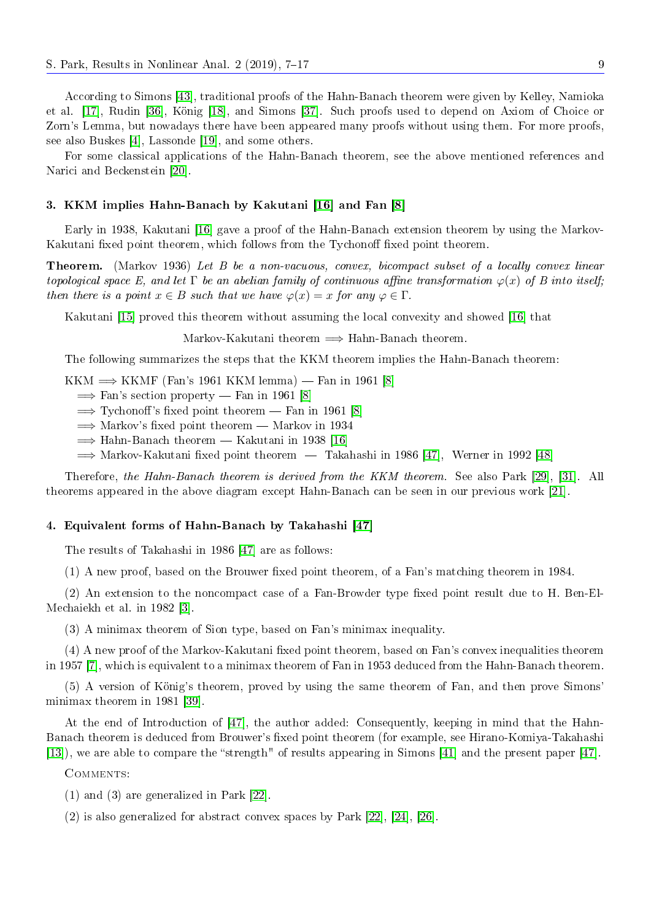According to Simons [43], traditional proofs of the Hahn-Banach theorem were given by Kelley, Namioka et al. [17], Rudin [36], König [18], and Simons [37]. Such proofs used to depend on Axiom of Choice or Zorn's Lemma, but nowadays there have been appeared many proofs without using them. For more proofs, see also Buskes [4], Lassonde [19], and some others.

For some classical applications of the Hahn-Banach theorem, see the above mentioned references and Narici and Beckenstein [20].

## 3. KKM implies Hahn-Banach by Kakutani [16] and Fan [8]

Early in 1938, Kakutani [16] gave a proof of the Hahn-Banach extension theorem by using the Markov-Kakutani fixed point theorem, which follows from the Tychonoff fixed point theorem.

**Theorem.** (Markov 1936) *Let $B$ be a non-vacuous, convex, bicompact subset of a locally convex linear topological space $E$, and let $\Gamma$ be an abelian family of continuous affine transformation $\varphi(x)$ of $B$ into itself; then there is a point $x \in B$ such that we have $\varphi(x) = x$ for any $\varphi \in \Gamma$.*

Kakutani [15] proved this theorem without assuming the local convexity and showed [16] that

Markov-Kakutani theorem $\Longrightarrow$ Hahn-Banach theorem.

The following summarizes the steps that the KKM theorem implies the Hahn-Banach theorem:

KKM $\Longrightarrow$ KKMF (Fan's 1961 KKM lemma) — Fan in 1961 [8]
$\Longrightarrow$ Fan's section property — Fan in 1961 [8]
$\Longrightarrow$ Tychonoff's fixed point theorem — Fan in 1961 [8]
$\Longrightarrow$ Markov's fixed point theorem — Markov in 1934
$\Longrightarrow$ Hahn-Banach theorem — Kakutani in 1938 [16]
$\Longrightarrow$ Markov-Kakutani fixed point theorem — Takahashi in 1986 [47], Werner in 1992 [48]

Therefore, *the Hahn-Banach theorem is derived from the KKM theorem.* See also Park [29], [31]. All theorems appeared in the above diagram except Hahn-Banach can be seen in our previous work [21].

## 4. Equivalent forms of Hahn-Banach by Takahashi [47]

The results of Takahashi in 1986 [47] are as follows:

(1) A new proof, based on the Brouwer fixed point theorem, of a Fan's matching theorem in 1984.

(2) An extension to the noncompact case of a Fan-Browder type fixed point result due to H. Ben-El-Mechaiekh et al. in 1982 [3].

(3) A minimax theorem of Sion type, based on Fan's minimax inequality.

(4) A new proof of the Markov-Kakutani fixed point theorem, based on Fan's convex inequalities theorem in 1957 [7], which is equivalent to a minimax theorem of Fan in 1953 deduced from the Hahn-Banach theorem.

(5) A version of König's theorem, proved by using the same theorem of Fan, and then prove Simons' minimax theorem in 1981 [39].

At the end of Introduction of [47], the author added: Consequently, keeping in mind that the Hahn-Banach theorem is deduced from Brouwer's fixed point theorem (for example, see Hirano-Komiya-Takahashi [13]), we are able to compare the "strength" of results appearing in Simons [41] and the present paper [47].

COMMENTS:

(1) and (3) are generalized in Park [22].

(2) is also generalized for abstract convex spaces by Park [22], [24], [26].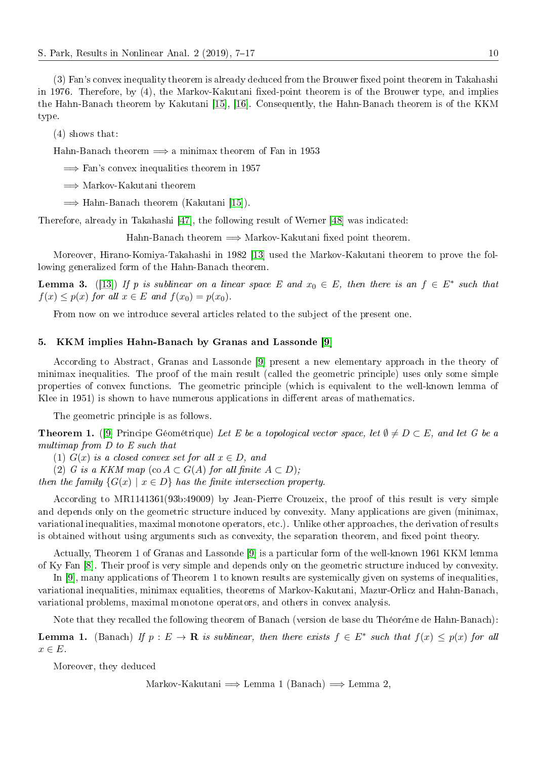(3) Fan's convex inequality theorem is already deduced from the Brouwer fixed point theorem in Takahashi in 1976. Therefore, by (4), the Markov-Kakutani fixed-point theorem is of the Brouwer type, and implies the Hahn-Banach theorem by Kakutani [15], [16]. Consequently, the Hahn-Banach theorem is of the KKM type.

(4) shows that:

Hahn-Banach theorem $\Longrightarrow$ a minimax theorem of Fan in 1953

$\Longrightarrow$ Fan's convex inequalities theorem in 1957

$\Longrightarrow$ Markov-Kakutani theorem

$\Longrightarrow$ Hahn-Banach theorem (Kakutani [15]).

Therefore, already in Takahashi [47], the following result of Werner [48] was indicated:

Hahn-Banach theorem $\Longrightarrow$ Markov-Kakutani fixed point theorem.

Moreover, Hirano-Komiya-Takahashi in 1982 [13] used the Markov-Kakutani theorem to prove the following generalized form of the Hahn-Banach theorem.

**Lemma 3.** ([13]) *If $p$ is sublinear on a linear space $E$ and $x_0 \in E$, then there is an $f \in E^*$ such that $f(x) \leq p(x)$ for all $x \in E$ and $f(x_0) = p(x_0)$.*

From now on we introduce several articles related to the subject of the present one.

## 5. KKM implies Hahn-Banach by Granas and Lassonde [9]

According to Abstract, Granas and Lassonde [9] present a new elementary approach in the theory of minimax inequalities. The proof of the main result (called the geometric principle) uses only some simple properties of convex functions. The geometric principle (which is equivalent to the well-known lemma of Klee in 1951) is shown to have numerous applications in different areas of mathematics.

The geometric principle is as follows.

**Theorem 1.** ([9] Principe Géométrique) *Let $E$ be a topological vector space, let $\emptyset \neq D \subset E$, and let $G$ be a multimap from $D$ to $E$ such that*

*(1) $G(x)$ is a closed convex set for all $x \in D$, and*

*(2) $G$ is a KKM map ($\operatorname{co} A \subset G(A)$ for all finite $A \subset D$);*

*then the family $\{G(x) \mid x \in D\}$ has the finite intersection property.*

According to MR1141361(93b:49009) by Jean-Pierre Crouzeix, the proof of this result is very simple and depends only on the geometric structure induced by convexity. Many applications are given (minimax, variational inequalities, maximal monotone operators, etc.). Unlike other approaches, the derivation of results is obtained without using arguments such as convexity, the separation theorem, and fixed point theory.

Actually, Theorem 1 of Granas and Lassonde [9] is a particular form of the well-known 1961 KKM lemma of Ky Fan [8]. Their proof is very simple and depends only on the geometric structure induced by convexity.

In [9], many applications of Theorem 1 to known results are systemically given on systems of inequalities, variational inequalities, minimax equalities, theorems of Markov-Kakutani, Mazur-Orlicz and Hahn-Banach, variational problems, maximal monotone operators, and others in convex analysis.

Note that they recalled the following theorem of Banach (version de base du Théoréme de Hahn-Banach):

**Lemma 1.** (Banach) *If $p : E \to \mathbf{R}$ is sublinear, then there exists $f \in E^*$ such that $f(x) \leq p(x)$ for all $x \in E$.*

Moreover, they deduced

Markov-Kakutani $\Longrightarrow$ Lemma 1 (Banach) $\Longrightarrow$ Lemma 2,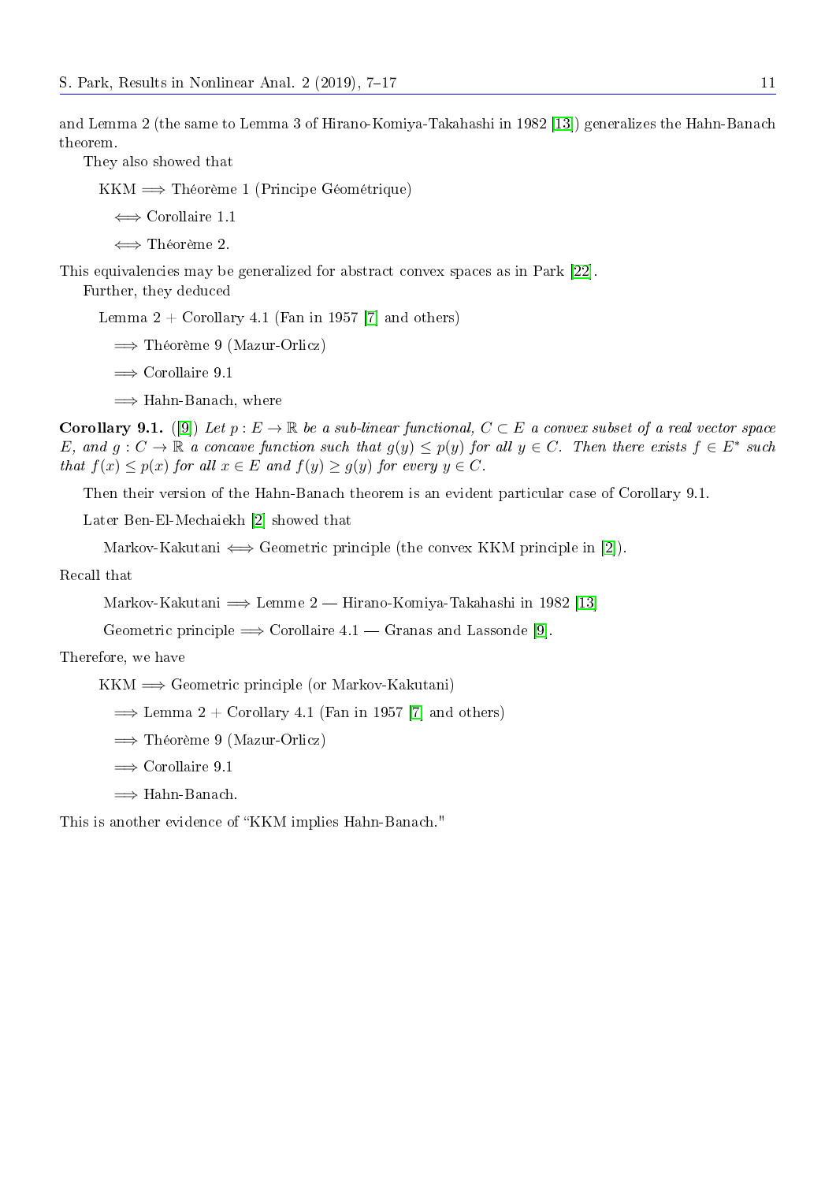and Lemma 2 (the same to Lemma 3 of Hirano-Komiya-Takahashi in 1982 [13]) generalizes the Hahn-Banach theorem.

They also showed that

KKM $\Longrightarrow$ Théorème 1 (Principe Géométrique)

$\Longleftrightarrow$ Corollaire 1.1

$\Longleftrightarrow$ Théorème 2.

This equivalencies may be generalized for abstract convex spaces as in Park [22].

Further, they deduced

Lemma 2 + Corollary 4.1 (Fan in 1957 [7] and others)

$\Longrightarrow$ Théorème 9 (Mazur-Orlicz)

$\Longrightarrow$ Corollaire 9.1

$\Longrightarrow$ Hahn-Banach, where

**Corollary 9.1.** ([9]) *Let $p : E \to \mathbb{R}$ be a sub-linear functional, $C \subset E$ a convex subset of a real vector space $E$, and $g : C \to \mathbb{R}$ a concave function such that $g(y) \le p(y)$ for all $y \in C$. Then there exists $f \in E^*$ such that $f(x) \le p(x)$ for all $x \in E$ and $f(y) \ge g(y)$ for every $y \in C$.*

Then their version of the Hahn-Banach theorem is an evident particular case of Corollary 9.1.

Later Ben-El-Mechaiekh [2] showed that

Markov-Kakutani $\Longleftrightarrow$ Geometric principle (the convex KKM principle in [2]).

Recall that

Markov-Kakutani $\Longrightarrow$ Lemme 2 — Hirano-Komiya-Takahashi in 1982 [13]

Geometric principle $\Longrightarrow$ Corollaire 4.1 — Granas and Lassonde [9].

Therefore, we have

KKM $\Longrightarrow$ Geometric principle (or Markov-Kakutani)

$\Longrightarrow$ Lemma 2 + Corollary 4.1 (Fan in 1957 [7] and others)

$\Longrightarrow$ Théorème 9 (Mazur-Orlicz)

$\Longrightarrow$ Corollaire 9.1

$\Longrightarrow$ Hahn-Banach.

This is another evidence of "KKM implies Hahn-Banach."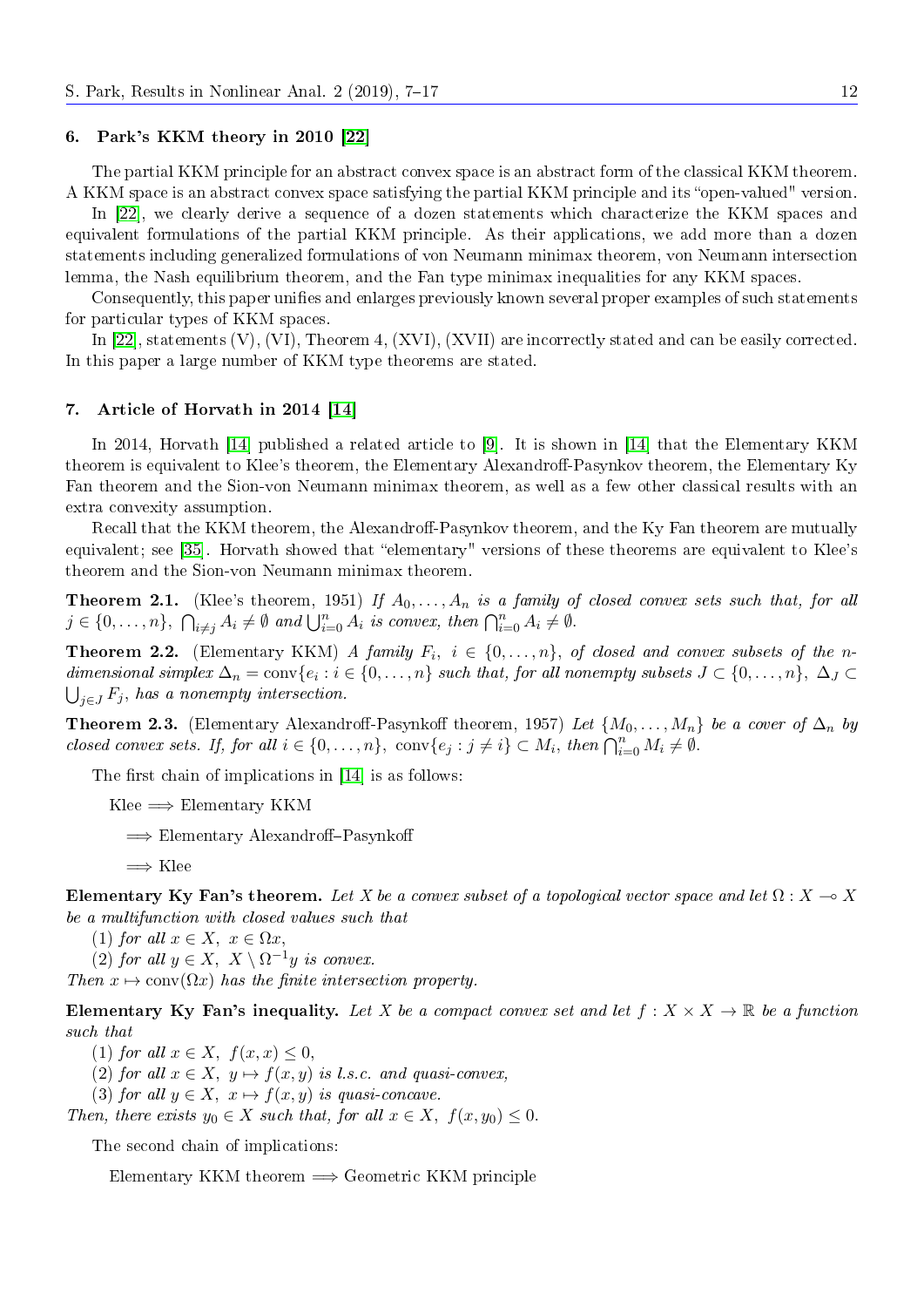## 6. Park's KKM theory in 2010 [22]

The partial KKM principle for an abstract convex space is an abstract form of the classical KKM theorem. A KKM space is an abstract convex space satisfying the partial KKM principle and its "open-valued" version.

In [22], we clearly derive a sequence of a dozen statements which characterize the KKM spaces and equivalent formulations of the partial KKM principle. As their applications, we add more than a dozen statements including generalized formulations of von Neumann minimax theorem, von Neumann intersection lemma, the Nash equilibrium theorem, and the Fan type minimax inequalities for any KKM spaces.

Consequently, this paper unifies and enlarges previously known several proper examples of such statements for particular types of KKM spaces.

In [22], statements (V), (VI), Theorem 4, (XVI), (XVII) are incorrectly stated and can be easily corrected. In this paper a large number of KKM type theorems are stated.

## 7. Article of Horvath in 2014 [14]

In 2014, Horvath [14] published a related article to [9]. It is shown in [14] that the Elementary KKM theorem is equivalent to Klee's theorem, the Elementary Alexandroff-Pasynkov theorem, the Elementary Ky Fan theorem and the Sion-von Neumann minimax theorem, as well as a few other classical results with an extra convexity assumption.

Recall that the KKM theorem, the Alexandroff-Pasynkov theorem, and the Ky Fan theorem are mutually equivalent; see [35]. Horvath showed that "elementary" versions of these theorems are equivalent to Klee's theorem and the Sion-von Neumann minimax theorem.

**Theorem 2.1.** (Klee's theorem, 1951) *If $A_0, \ldots, A_n$ is a family of closed convex sets such that, for all $j \in \{0, \ldots, n\}$, $\bigcap_{i \neq j} A_i \neq \emptyset$ and $\bigcup_{i=0}^{n} A_i$ is convex, then $\bigcap_{i=0}^{n} A_i \neq \emptyset$.*

**Theorem 2.2.** (Elementary KKM) *A family $F_i$, $i \in \{0, \ldots, n\}$, of closed and convex subsets of the $n$-dimensional simplex $\Delta_n = \mathrm{conv}\{e_i : i \in \{0, \ldots, n\}$ such that, for all nonempty subsets $J \subset \{0, \ldots, n\}$, $\Delta_J \subset \bigcup_{j \in J} F_j$, has a nonempty intersection.*

**Theorem 2.3.** (Elementary Alexandroff-Pasynkoff theorem, 1957) *Let $\{M_0, \ldots, M_n\}$ be a cover of $\Delta_n$ by closed convex sets. If, for all $i \in \{0, \ldots, n\}$, $\mathrm{conv}\{e_j : j \neq i\} \subset M_i$, then $\bigcap_{i=0}^{n} M_i \neq \emptyset$.*

The first chain of implications in [14] is as follows:

Klee $\Longrightarrow$ Elementary KKM

$\Longrightarrow$ Elementary Alexandroff–Pasynkoff

$\Longrightarrow$ Klee

**Elementary Ky Fan's theorem.** *Let $X$ be a convex subset of a topological vector space and let $\Omega : X \multimap X$ be a multifunction with closed values such that*

(1) *for all $x \in X$, $x \in \Omega x$,*

(2) *for all $y \in X$, $X \setminus \Omega^{-1} y$ is convex.*

*Then $x \mapsto \mathrm{conv}(\Omega x)$ has the finite intersection property.*

**Elementary Ky Fan's inequality.** *Let $X$ be a compact convex set and let $f : X \times X \to \mathbb{R}$ be a function such that*

(1) *for all $x \in X$, $f(x, x) \leq 0$,*

(2) *for all $x \in X$, $y \mapsto f(x, y)$ is l.s.c. and quasi-convex,*

(3) *for all $y \in X$, $x \mapsto f(x, y)$ is quasi-concave.*

*Then, there exists $y_0 \in X$ such that, for all $x \in X$, $f(x, y_0) \leq 0$.*

The second chain of implications:

Elementary KKM theorem $\Longrightarrow$ Geometric KKM principle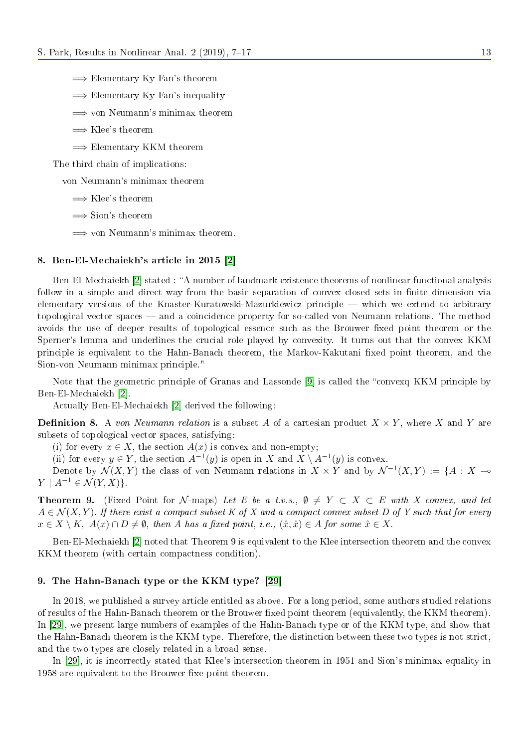$\Longrightarrow$ Elementary Ky Fan's theorem

$\Longrightarrow$ Elementary Ky Fan's inequality

$\Longrightarrow$ von Neumann's minimax theorem

$\Longrightarrow$ Klee's theorem

$\Longrightarrow$ Elementary KKM theorem

The third chain of implications:

von Neumann's minimax theorem

$\Longrightarrow$ Klee's theorem

$\Longrightarrow$ Sion's theorem

$\Longrightarrow$ von Neumann's minimax theorem.

## 8. Ben-El-Mechaiekh's article in 2015 [2]

Ben-El-Mechaiekh [2] stated : "A number of landmark existence theorems of nonlinear functional analysis follow in a simple and direct way from the basic separation of convex closed sets in finite dimension via elementary versions of the Knaster-Kuratowski-Mazurkiewicz principle — which we extend to arbitrary topological vector spaces — and a coincidence property for so-called von Neumann relations. The method avoids the use of deeper results of topological essence such as the Brouwer fixed point theorem or the Sperner's lemma and underlines the crucial role played by convexity. It turns out that the convex KKM principle is equivalent to the Hahn-Banach theorem, the Markov-Kakutani fixed point theorem, and the Sion-von Neumann minimax principle."

Note that the geometric principle of Granas and Lassonde [9] is called the "convexq KKM principle by Ben-El-Mechaiekh [2].

Actually Ben-El-Mechaiekh [2] derived the following:

**Definition 8.** A *von Neumann relation* is a subset $A$ of a cartesian product $X \times Y$, where $X$ and $Y$ are subsets of topological vector spaces, satisfying:

(i) for every $x \in X$, the section $A(x)$ is convex and non-empty;

(ii) for every $y \in Y$, the section $A^{-1}(y)$ is open in $X$ and $X \setminus A^{-1}(y)$ is convex.

Denote by $\mathcal{N}(X, Y)$ the class of von Neumann relations in $X \times Y$ and by $\mathcal{N}^{-1}(X, Y) := \{A : X \multimap Y \mid A^{-1} \in \mathcal{N}(Y, X)\}$.

**Theorem 9.** (Fixed Point for $\mathcal{N}$-maps) *Let $E$ be a t.v.s., $\emptyset \neq Y \subset X \subset E$ with $X$ convex, and let $A \in \mathcal{N}(X, Y)$. If there exist a compact subset $K$ of $X$ and a compact convex subset $D$ of $Y$ such that for every $x \in X \setminus K$, $A(x) \cap D \neq \emptyset$, then $A$ has a fixed point, i.e., $(\hat{x}, \hat{x}) \in A$ for some $\hat{x} \in X$.*

Ben-El-Mechaiekh [2] noted that Theorem 9 is equivalent to the Klee intersection theorem and the convex KKM theorem (with certain compactness condition).

## 9. The Hahn-Banach type or the KKM type? [29]

In 2018, we published a survey article entitled as above. For a long period, some authors studied relations of results of the Hahn-Banach theorem or the Brouwer fixed point theorem (equivalently, the KKM theorem). In [29], we present large numbers of examples of the Hahn-Banach type or of the KKM type, and show that the Hahn-Banach theorem is the KKM type. Therefore, the distinction between these two types is not strict, and the two types are closely related in a broad sense.

In [29], it is incorrectly stated that Klee's intersection theorem in 1951 and Sion's minimax equality in 1958 are equivalent to the Brouwer fixe point theorem.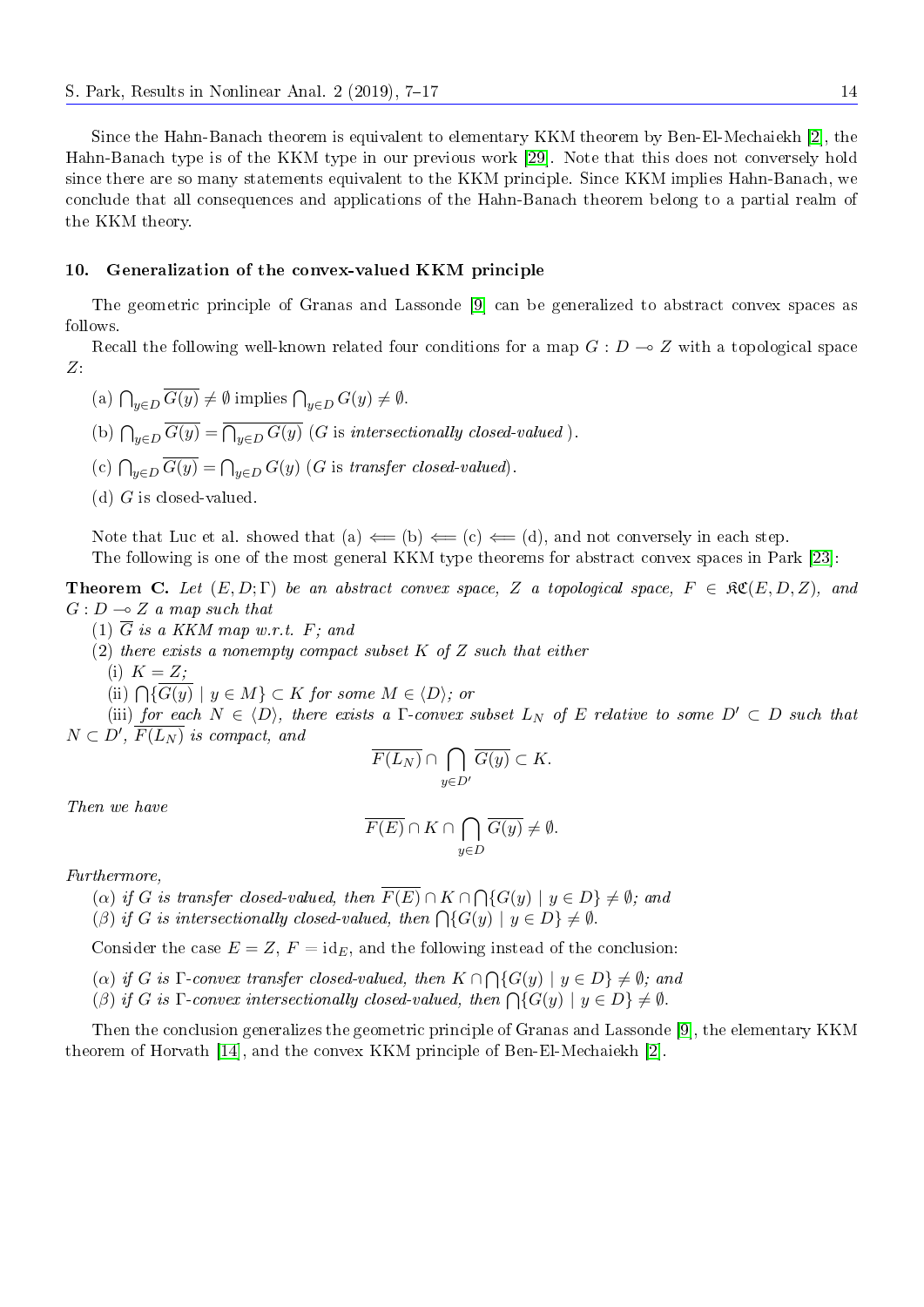Since the Hahn-Banach theorem is equivalent to elementary KKM theorem by Ben-El-Mechaiekh [2], the Hahn-Banach type is of the KKM type in our previous work [29]. Note that this does not conversely hold since there are so many statements equivalent to the KKM principle. Since KKM implies Hahn-Banach, we conclude that all consequences and applications of the Hahn-Banach theorem belong to a partial realm of the KKM theory.

## 10. Generalization of the convex-valued KKM principle

The geometric principle of Granas and Lassonde [9] can be generalized to abstract convex spaces as follows.

Recall the following well-known related four conditions for a map $G : D \multimap Z$ with a topological space $Z$:

(a) $\bigcap_{y \in D} \overline{G(y)} \neq \emptyset$ implies $\bigcap_{y \in D} G(y) \neq \emptyset$.

(b) $\bigcap_{y \in D} \overline{G(y)} = \overline{\bigcap_{y \in D} G(y)}$ ($G$ is *intersectionally closed-valued* ).

(c) $\bigcap_{y \in D} \overline{G(y)} = \bigcap_{y \in D} G(y)$ ($G$ is *transfer closed-valued*).

(d) $G$ is closed-valued.

Note that Luc et al. showed that (a) $\Longleftarrow$ (b) $\Longleftarrow$ (c) $\Longleftarrow$ (d), and not conversely in each step.

The following is one of the most general KKM type theorems for abstract convex spaces in Park [23]:

**Theorem C.** *Let $(E, D; \Gamma)$ be an abstract convex space, $Z$ a topological space, $F \in \mathfrak{KC}(E, D, Z)$, and $G : D \multimap Z$ a map such that*

(1) *$\overline{G}$ is a KKM map w.r.t. $F$; and*

(2) *there exists a nonempty compact subset $K$ of $Z$ such that either*

(i) *$K = Z$;*

(ii) *$\bigcap\{\overline{G(y)} \mid y \in M\} \subset K$ for some $M \in \langle D \rangle$; or*

(iii) *for each $N \in \langle D \rangle$, there exists a $\Gamma$-convex subset $L_N$ of $E$ relative to some $D' \subset D$ such that $N \subset D'$, $\overline{F(L_N)}$ is compact, and*

$$\overline{F(L_N)} \cap \bigcap_{y \in D'} \overline{G(y)} \subset K.$$

*Then we have*

$$\overline{F(E)} \cap K \cap \bigcap_{y \in D} \overline{G(y)} \neq \emptyset.$$

*Furthermore,*

($\alpha$) *if $G$ is transfer closed-valued, then $\overline{F(E)} \cap K \cap \bigcap\{G(y) \mid y \in D\} \neq \emptyset$; and*

($\beta$) *if $G$ is intersectionally closed-valued, then $\bigcap\{G(y) \mid y \in D\} \neq \emptyset$.*

Consider the case $E = Z$, $F = \mathrm{id}_E$, and the following instead of the conclusion:

($\alpha$) *if $G$ is $\Gamma$-convex transfer closed-valued, then $K \cap \bigcap\{G(y) \mid y \in D\} \neq \emptyset$; and*

($\beta$) *if $G$ is $\Gamma$-convex intersectionally closed-valued, then $\bigcap\{G(y) \mid y \in D\} \neq \emptyset$.*

Then the conclusion generalizes the geometric principle of Granas and Lassonde [9], the elementary KKM theorem of Horvath [14], and the convex KKM principle of Ben-El-Mechaiekh [2].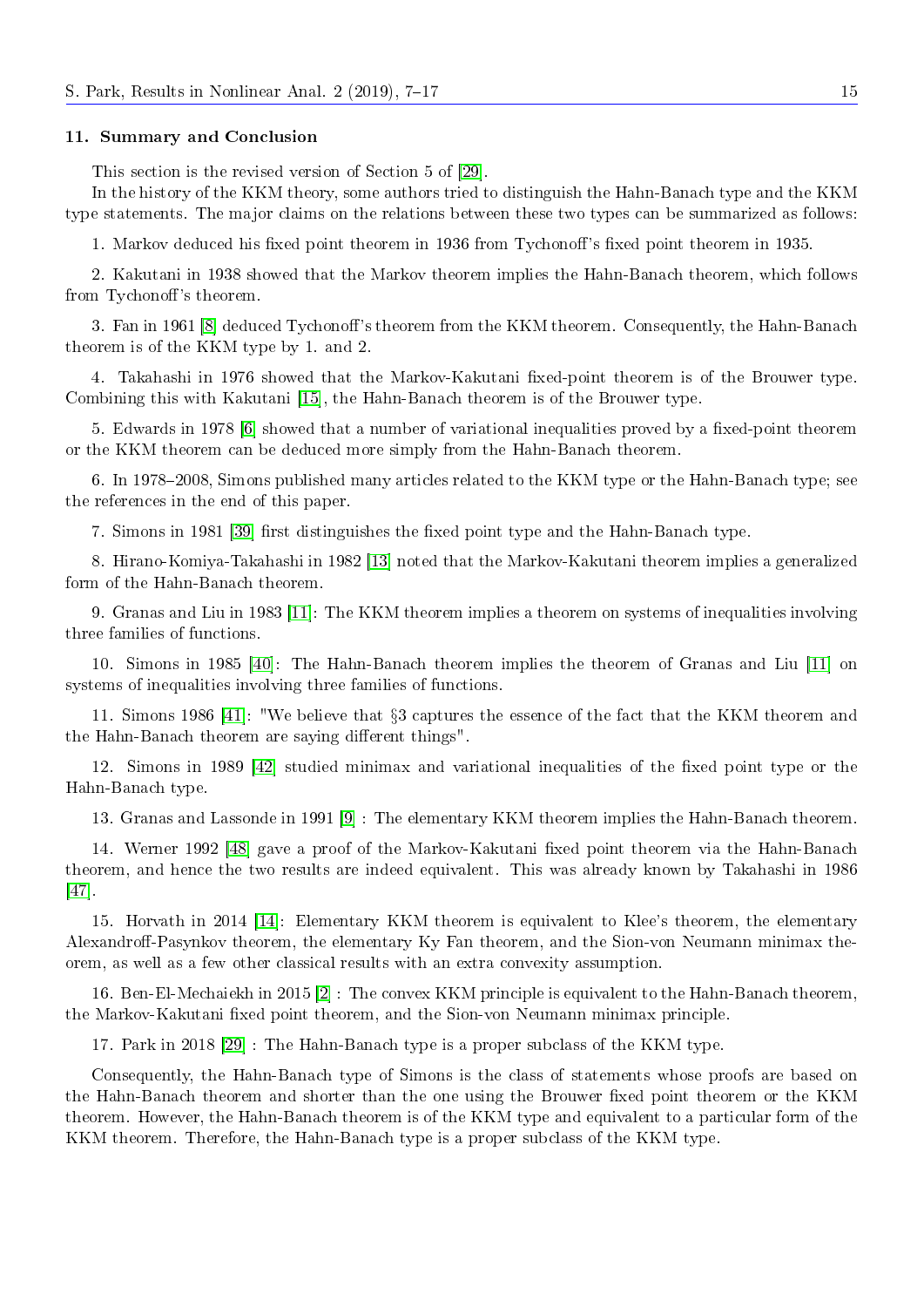## 11. Summary and Conclusion

This section is the revised version of Section 5 of [29].

In the history of the KKM theory, some authors tried to distinguish the Hahn-Banach type and the KKM type statements. The major claims on the relations between these two types can be summarized as follows:

1. Markov deduced his fixed point theorem in 1936 from Tychonoff's fixed point theorem in 1935.

2. Kakutani in 1938 showed that the Markov theorem implies the Hahn-Banach theorem, which follows from Tychonoff's theorem.

3. Fan in 1961 [8] deduced Tychonoff's theorem from the KKM theorem. Consequently, the Hahn-Banach theorem is of the KKM type by 1. and 2.

4. Takahashi in 1976 showed that the Markov-Kakutani fixed-point theorem is of the Brouwer type. Combining this with Kakutani [15], the Hahn-Banach theorem is of the Brouwer type.

5. Edwards in 1978 [6] showed that a number of variational inequalities proved by a fixed-point theorem or the KKM theorem can be deduced more simply from the Hahn-Banach theorem.

6. In 1978–2008, Simons published many articles related to the KKM type or the Hahn-Banach type; see the references in the end of this paper.

7. Simons in 1981 [39] first distinguishes the fixed point type and the Hahn-Banach type.

8. Hirano-Komiya-Takahashi in 1982 [13] noted that the Markov-Kakutani theorem implies a generalized form of the Hahn-Banach theorem.

9. Granas and Liu in 1983 [11]: The KKM theorem implies a theorem on systems of inequalities involving three families of functions.

10. Simons in 1985 [40]: The Hahn-Banach theorem implies the theorem of Granas and Liu [11] on systems of inequalities involving three families of functions.

11. Simons 1986 [41]: "We believe that §3 captures the essence of the fact that the KKM theorem and the Hahn-Banach theorem are saying different things".

12. Simons in 1989 [42] studied minimax and variational inequalities of the fixed point type or the Hahn-Banach type.

13. Granas and Lassonde in 1991 [9] : The elementary KKM theorem implies the Hahn-Banach theorem.

14. Werner 1992 [48] gave a proof of the Markov-Kakutani fixed point theorem via the Hahn-Banach theorem, and hence the two results are indeed equivalent. This was already known by Takahashi in 1986 [47].

15. Horvath in 2014 [14]: Elementary KKM theorem is equivalent to Klee's theorem, the elementary Alexandroff-Pasynkov theorem, the elementary Ky Fan theorem, and the Sion-von Neumann minimax theorem, as well as a few other classical results with an extra convexity assumption.

16. Ben-El-Mechaiekh in 2015 [2] : The convex KKM principle is equivalent to the Hahn-Banach theorem, the Markov-Kakutani fixed point theorem, and the Sion-von Neumann minimax principle.

17. Park in 2018 [29] : The Hahn-Banach type is a proper subclass of the KKM type.

Consequently, the Hahn-Banach type of Simons is the class of statements whose proofs are based on the Hahn-Banach theorem and shorter than the one using the Brouwer fixed point theorem or the KKM theorem. However, the Hahn-Banach theorem is of the KKM type and equivalent to a particular form of the KKM theorem. Therefore, the Hahn-Banach type is a proper subclass of the KKM type.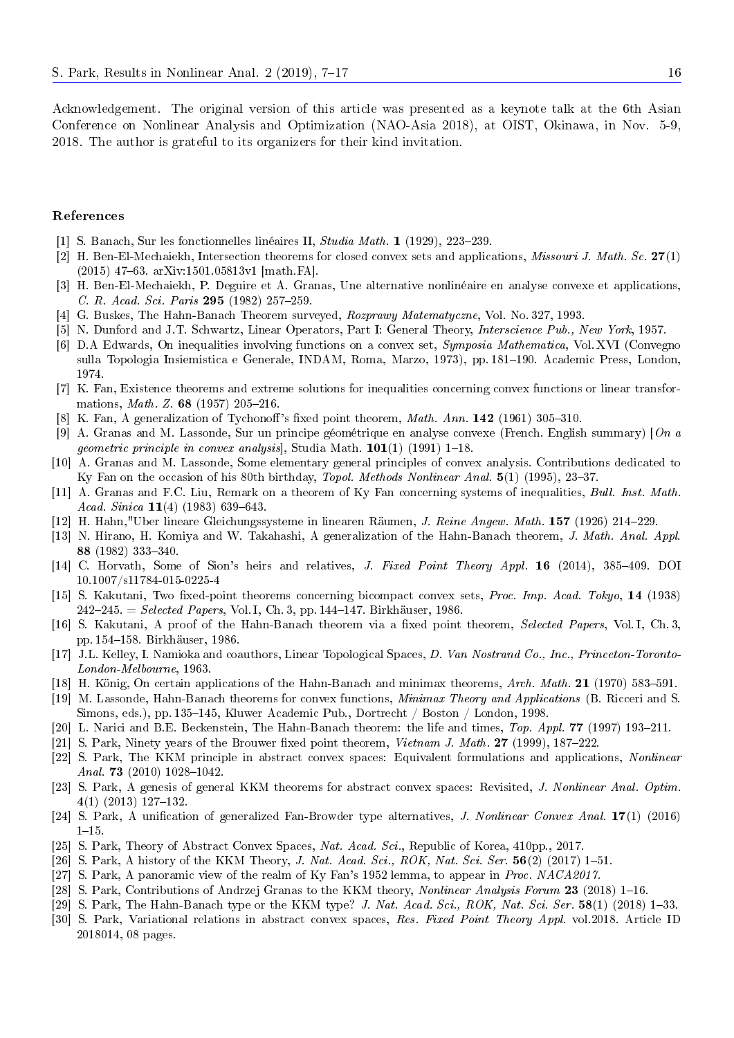Acknowledgement. The original version of this article was presented as a keynote talk at the 6th Asian Conference on Nonlinear Analysis and Optimization (NAO-Asia 2018), at OIST, Okinawa, in Nov. 5-9, 2018. The author is grateful to its organizers for their kind invitation.

## References

[1] S. Banach, Sur les fonctionnelles linéaires II, *Studia Math.* **1** (1929), 223–239.

[2] H. Ben-El-Mechaiekh, Intersection theorems for closed convex sets and applications, *Missouri J. Math. Sc.* **27**(1) (2015) 47–63. arXiv:1501.05813v1 [math.FA].

[3] H. Ben-El-Mechaiekh, P. Deguire et A. Granas, Une alternative nonlinéaire en analyse convexe et applications, *C. R. Acad. Sci. Paris* **295** (1982) 257–259.

[4] G. Buskes, The Hahn-Banach Theorem surveyed, *Rozprawy Matematyczne*, Vol. No. 327, 1993.

[5] N. Dunford and J.T. Schwartz, Linear Operators, Part I: General Theory, *Interscience Pub., New York*, 1957.

[6] D.A Edwards, On inequalities involving functions on a convex set, *Symposia Mathematica*, Vol. XVI (Convegno sulla Topologia Insiemistica e Generale, INDAM, Roma, Marzo, 1973), pp. 181–190. Academic Press, London, 1974.

[7] K. Fan, Existence theorems and extreme solutions for inequalities concerning convex functions or linear transformations, *Math. Z.* **68** (1957) 205–216.

[8] K. Fan, A generalization of Tychonoff's fixed point theorem, *Math. Ann.* **142** (1961) 305–310.

[9] A. Granas and M. Lassonde, Sur un principe géométrique en analyse convexe (French. English summary) [*On a geometric principle in convex analysis*], Studia Math. **101**(1) (1991) 1–18.

[10] A. Granas and M. Lassonde, Some elementary general principles of convex analysis. Contributions dedicated to Ky Fan on the occasion of his 80th birthday, *Topol. Methods Nonlinear Anal.* **5**(1) (1995), 23–37.

[11] A. Granas and F.C. Liu, Remark on a theorem of Ky Fan concerning systems of inequalities, *Bull. Inst. Math. Acad. Sinica* **11**(4) (1983) 639–643.

[12] H. Hahn,"Uber lineare Gleichungssysteme in linearen Räumen, *J. Reine Angew. Math.* **157** (1926) 214–229.

[13] N. Hirano, H. Komiya and W. Takahashi, A generalization of the Hahn-Banach theorem, *J. Math. Anal. Appl.* **88** (1982) 333–340.

[14] C. Horvath, Some of Sion's heirs and relatives, *J. Fixed Point Theory Appl.* **16** (2014), 385–409. DOI 10.1007/s11784-015-0225-4

[15] S. Kakutani, Two fixed-point theorems concerning bicompact convex sets, *Proc. Imp. Acad. Tokyo*, **14** (1938) 242–245. = *Selected Papers*, Vol. I, Ch. 3, pp. 144–147. Birkhäuser, 1986.

[16] S. Kakutani, A proof of the Hahn-Banach theorem via a fixed point theorem, *Selected Papers*, Vol. I, Ch. 3, pp. 154–158. Birkhäuser, 1986.

[17] J.L. Kelley, I. Namioka and coauthors, Linear Topological Spaces, *D. Van Nostrand Co., Inc., Princeton-Toronto-London-Melbourne*, 1963.

[18] H. König, On certain applications of the Hahn-Banach and minimax theorems, *Arch. Math.* **21** (1970) 583–591.

[19] M. Lassonde, Hahn-Banach theorems for convex functions, *Minimax Theory and Applications* (B. Ricceri and S. Simons, eds.), pp. 135–145, Kluwer Academic Pub., Dortrecht / Boston / London, 1998.

[20] L. Narici and B.E. Beckenstein, The Hahn-Banach theorem: the life and times, *Top. Appl.* **77** (1997) 193–211.

[21] S. Park, Ninety years of the Brouwer fixed point theorem, *Vietnam J. Math.* **27** (1999), 187–222.

[22] S. Park, The KKM principle in abstract convex spaces: Equivalent formulations and applications, *Nonlinear Anal.* **73** (2010) 1028–1042.

[23] S. Park, A genesis of general KKM theorems for abstract convex spaces: Revisited, *J. Nonlinear Anal. Optim.* **4**(1) (2013) 127–132.

[24] S. Park, A unification of generalized Fan-Browder type alternatives, *J. Nonlinear Convex Anal.* **17**(1) (2016) 1–15.

[25] S. Park, Theory of Abstract Convex Spaces, *Nat. Acad. Sci.*, Republic of Korea, 410pp., 2017.

[26] S. Park, A history of the KKM Theory, *J. Nat. Acad. Sci., ROK, Nat. Sci. Ser.* **56**(2) (2017) 1–51.

[27] S. Park, A panoramic view of the realm of Ky Fan's 1952 lemma, to appear in *Proc. NACA2017*.

[28] S. Park, Contributions of Andrzej Granas to the KKM theory, *Nonlinear Analysis Forum* **23** (2018) 1–16.

[29] S. Park, The Hahn-Banach type or the KKM type? *J. Nat. Acad. Sci., ROK, Nat. Sci. Ser.* **58**(1) (2018) 1–33.

[30] S. Park, Variational relations in abstract convex spaces, *Res. Fixed Point Theory Appl.* vol.2018. Article ID 2018014, 08 pages.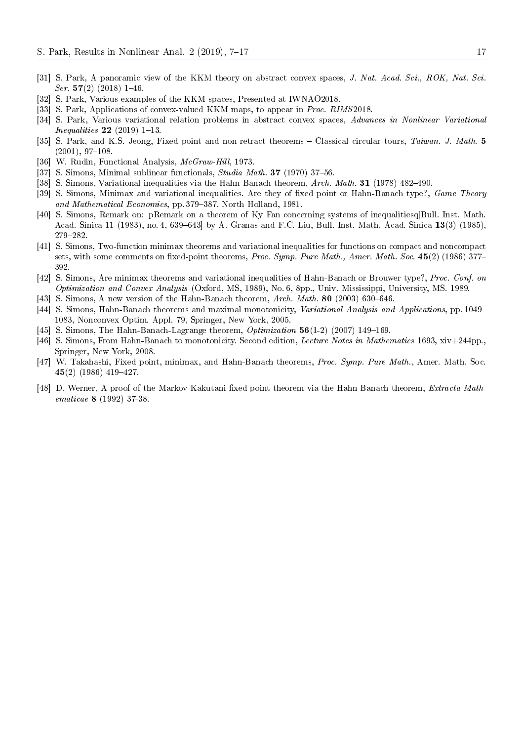[31] S. Park, A panoramic view of the KKM theory on abstract convex spaces, *J. Nat. Acad. Sci., ROK, Nat. Sci. Ser.* **57**(2) (2018) 1–46.

[32] S. Park, Various examples of the KKM spaces, Presented at IWNAO2018.

[33] S. Park, Applications of convex-valued KKM maps, to appear in *Proc. RIMS*2018.

[34] S. Park, Various variational relation problems in abstract convex spaces, *Advances in Nonlinear Variational Inequalities* **22** (2019) 1–13.

[35] S. Park, and K.S. Jeong, Fixed point and non-retract theorems – Classical circular tours, *Taiwan. J. Math.* **5** (2001), 97–108.

[36] W. Rudin, Functional Analysis, *McGraw-Hill*, 1973.

[37] S. Simons, Minimal sublinear functionals, *Studia Math.* **37** (1970) 37–56.

[38] S. Simons, Variational inequalities via the Hahn-Banach theorem, *Arch. Math.* **31** (1978) 482–490.

[39] S. Simons, Minimax and variational inequalities. Are they of fixed point or Hahn-Banach type?, *Game Theory and Mathematical Economics*, pp. 379–387. North Holland, 1981.

[40] S. Simons, Remark on: pRemark on a theorem of Ky Fan concerning systems of inequalitiesq[Bull. Inst. Math. Acad. Sinica 11 (1983), no. 4, 639–643] by A. Granas and F.C. Liu, Bull. Inst. Math. Acad. Sinica **13**(3) (1985), 279–282.

[41] S. Simons, Two-function minimax theorems and variational inequalities for functions on compact and noncompact sets, with some comments on fixed-point theorems, *Proc. Symp. Pure Math., Amer. Math. Soc.* **45**(2) (1986) 377–392.

[42] S. Simons, Are minimax theorems and variational inequalities of Hahn-Banach or Brouwer type?, *Proc. Conf. on Optimization and Convex Analysis* (Oxford, MS, 1989), No. 6, 8pp., Univ. Mississippi, University, MS. 1989.

[43] S. Simons, A new version of the Hahn-Banach theorem, *Arch. Math.* **80** (2003) 630–646.

[44] S. Simons, Hahn-Banach theorems and maximal monotonicity, *Variational Analysis and Applications*, pp. 1049–1083, Nonconvex Optim. Appl. 79, Springer, New York, 2005.

[45] S. Simons, The Hahn-Banach-Lagrange theorem, *Optimization* **56**(1-2) (2007) 149–169.

[46] S. Simons, From Hahn-Banach to monotonicity. Second edition, *Lecture Notes in Mathematics* 1693, xiv+244pp., Springer, New York, 2008.

[47] W. Takahashi, Fixed point, minimax, and Hahn-Banach theorems, *Proc. Symp. Pure Math.*, Amer. Math. Soc. **45**(2) (1986) 419–427.

[48] D. Werner, A proof of the Markov-Kakutani fixed point theorem via the Hahn-Banach theorem, *Extracta Mathematicae* **8** (1992) 37-38.